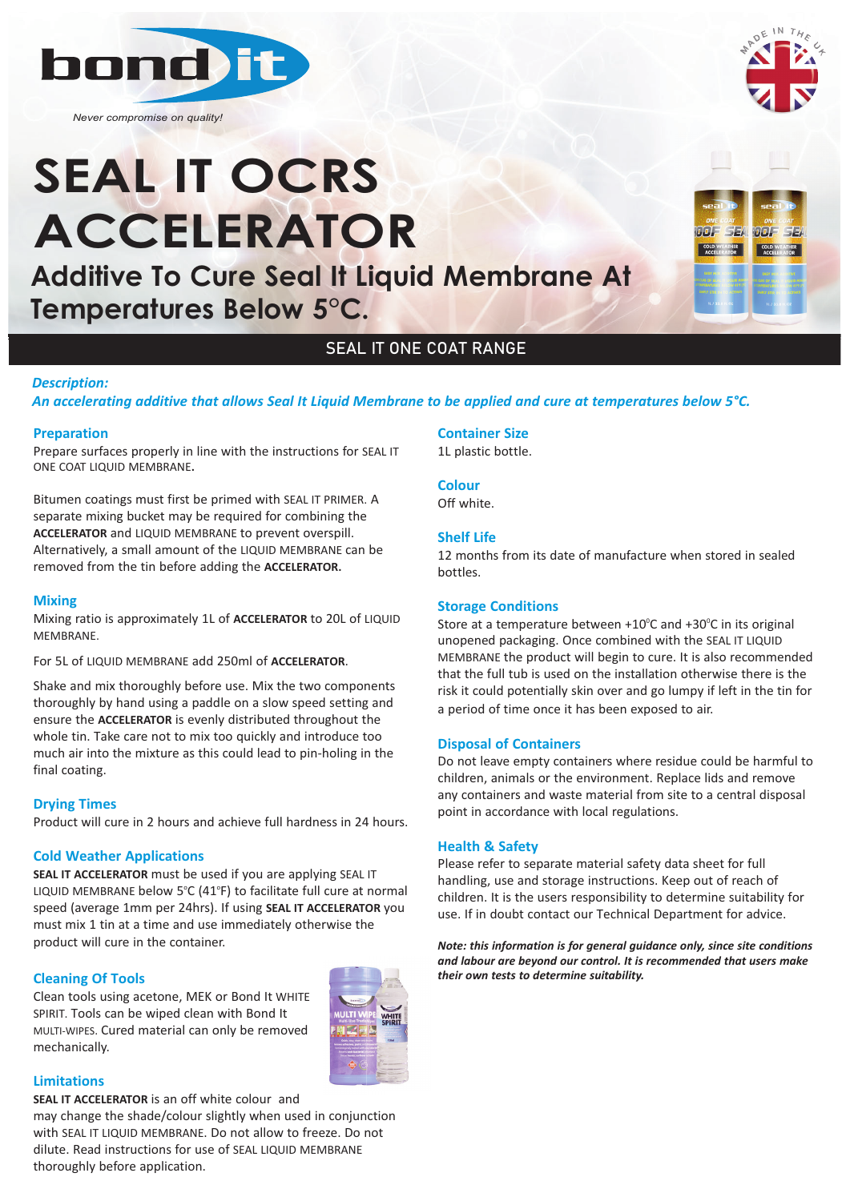bond it

*Never compromise on quality!*

# SEAL IT OCRS ACCELERATOR

## Additive To Cure Seal It Liquid Membrane At Temperatures Below 5°C.

**SEAL IT ONE COAT RANGE**

***Description:***

***An accelerating additive that allows Seal It Liquid Membrane to be applied and cure at temperatures below 5°C.***

### Preparation

Prepare surfaces properly in line with the instructions for SEAL IT ONE COAT LIQUID MEMBRANE**.**

Bitumen coatings must first be primed with SEAL IT PRIMER. A separate mixing bucket may be required for combining the **ACCELERATOR** and LIQUID MEMBRANE to prevent overspill. Alternatively, a small amount of the LIQUID MEMBRANE can be removed from the tin before adding the **ACCELERATOR.**

### Mixing

Mixing ratio is approximately 1L of **ACCELERATOR** to 20L of LIQUID MEMBRANE.

For 5L of LIQUID MEMBRANE add 250ml of **ACCELERATOR**.

Shake and mix thoroughly before use. Mix the two components thoroughly by hand using a paddle on a slow speed setting and ensure the **ACCELERATOR** is evenly distributed throughout the whole tin. Take care not to mix too quickly and introduce too much air into the mixture as this could lead to pin-holing in the final coating.

### Drying Times

Product will cure in 2 hours and achieve full hardness in 24 hours.

### Cold Weather Applications

**SEAL IT ACCELERATOR** must be used if you are applying SEAL IT LIQUID MEMBRANE below 5°C (41°F) to facilitate full cure at normal speed (average 1mm per 24hrs). If using **SEAL IT ACCELERATOR** you must mix 1 tin at a time and use immediately otherwise the product will cure in the container.

### Cleaning Of Tools

Clean tools using acetone, MEK or Bond It WHITE SPIRIT. Tools can be wiped clean with Bond It MULTI-WIPES. Cured material can only be removed mechanically.

### Limitations

**SEAL IT ACCELERATOR** is an off white colour and may change the shade/colour slightly when used in conjunction with SEAL IT LIQUID MEMBRANE. Do not allow to freeze. Do not dilute. Read instructions for use of SEAL LIQUID MEMBRANE thoroughly before application.

### Container Size

1L plastic bottle.

### Colour

Off white.

### Shelf Life

12 months from its date of manufacture when stored in sealed bottles.

### Storage Conditions

Store at a temperature between +10°C and +30°C in its original unopened packaging. Once combined with the SEAL IT LIQUID MEMBRANE the product will begin to cure. It is also recommended that the full tub is used on the installation otherwise there is the risk it could potentially skin over and go lumpy if left in the tin for a period of time once it has been exposed to air.

### Disposal of Containers

Do not leave empty containers where residue could be harmful to children, animals or the environment. Replace lids and remove any containers and waste material from site to a central disposal point in accordance with local regulations.

### Health & Safety

Please refer to separate material safety data sheet for full handling, use and storage instructions. Keep out of reach of children. It is the users responsibility to determine suitability for use. If in doubt contact our Technical Department for advice.

***Note: this information is for general guidance only, since site conditions and labour are beyond our control. It is recommended that users make their own tests to determine suitability.***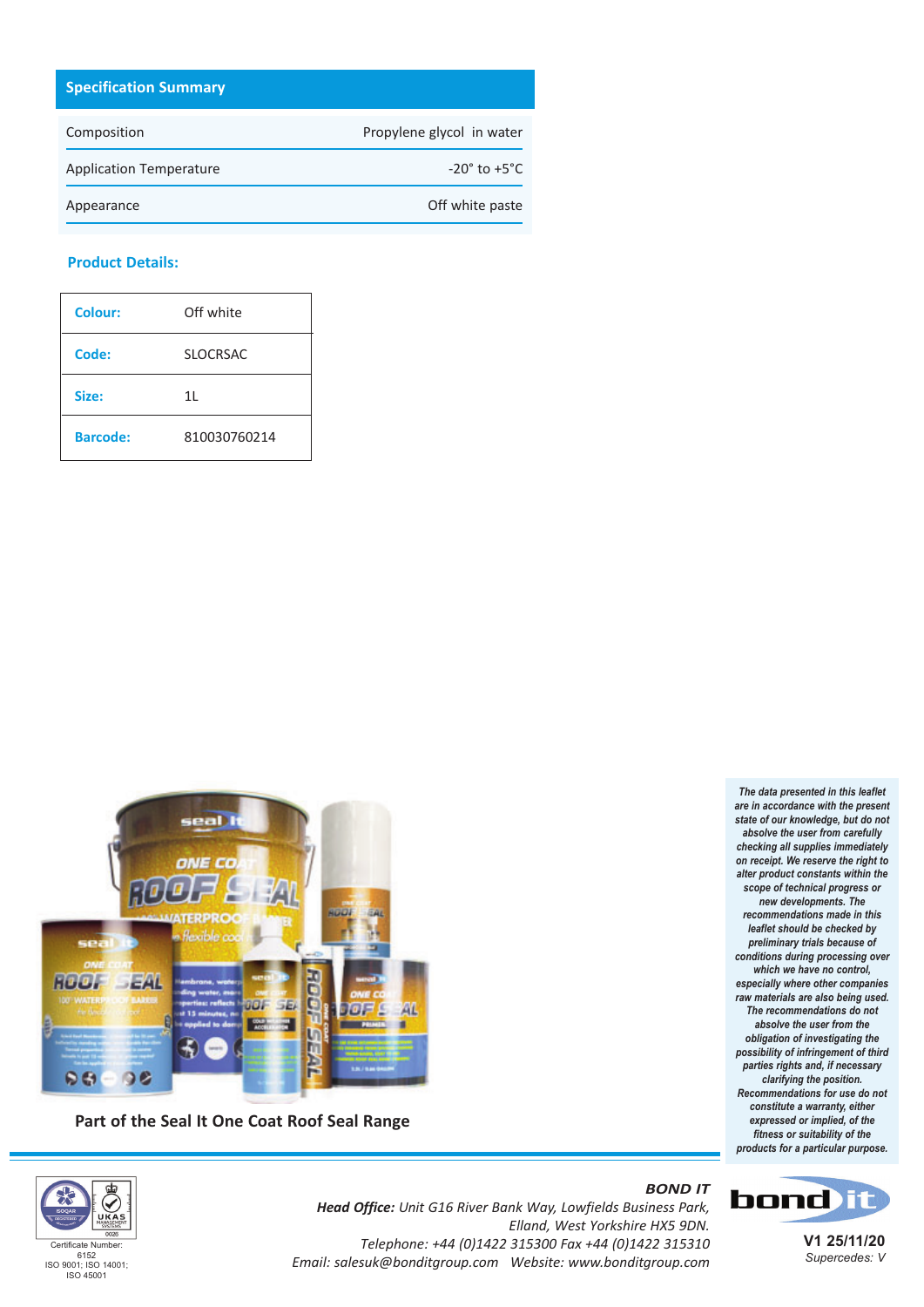## Specification Summary

| | |
|---|---|
| Composition | Propylene glycol in water |
| Application Temperature | -20° to +5°C |
| Appearance | Off white paste |

### Product Details:

| | |
|---|---|
| **Colour:** | Off white |
| **Code:** | SLOCRSAC |
| **Size:** | 1L |
| **Barcode:** | 810030760214 |

**Part of the Seal It One Coat Roof Seal Range**

*The data presented in this leaflet are in accordance with the present state of our knowledge, but do not absolve the user from carefully checking all supplies immediately on receipt. We reserve the right to alter product constants within the scope of technical progress or new developments. The recommendations made in this leaflet should be checked by preliminary trials because of conditions during processing over which we have no control, especially where other companies raw materials are also being used. The recommendations do not absolve the user from the obligation of investigating the possibility of infringement of third parties rights and, if necessary clarifying the position. Recommendations for use do not constitute a warranty, either expressed or implied, of the fitness or suitability of the products for a particular purpose.*

Certificate Number: 6152
ISO 9001; ISO 14001; ISO 45001

***BOND IT***
***Head Office:*** *Unit G16 River Bank Way, Lowfields Business Park, Elland, West Yorkshire HX5 9DN.*
*Telephone: +44 (0)1422 315300 Fax +44 (0)1422 315310*
*Email: salesuk@bonditgroup.com Website: www.bonditgroup.com*

**V1 25/11/20**
*Supercedes: V*